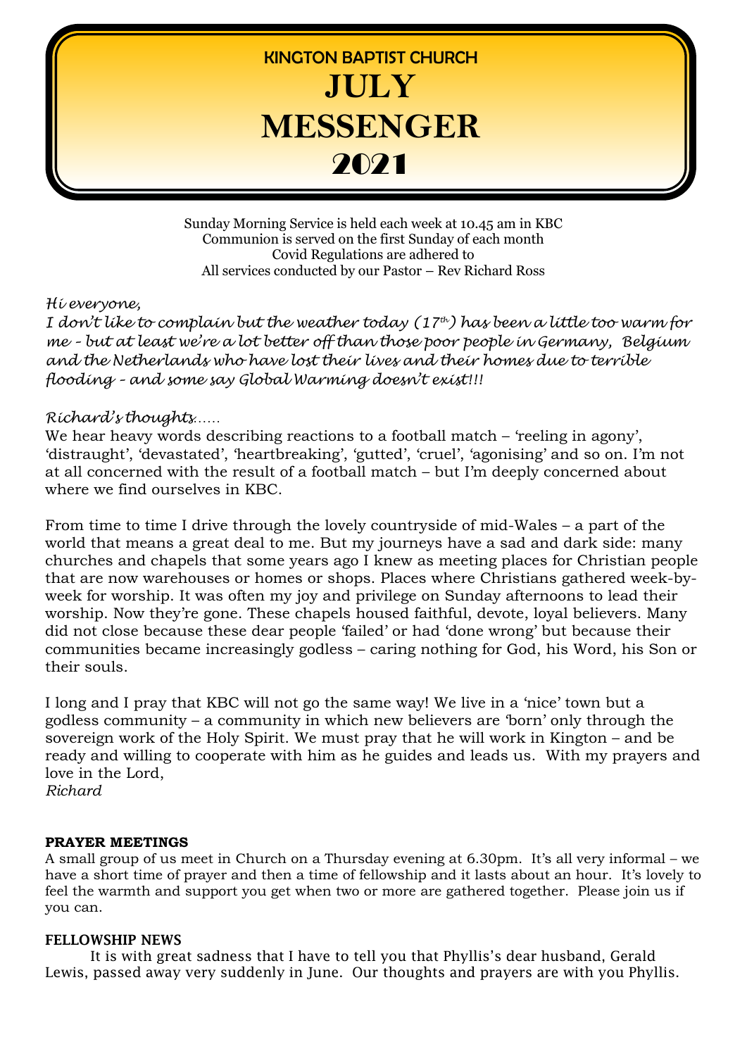# KINGTON BAPTIST CHURCH

# JULY MESSENGER 2021

Sunday Morning Service is held each week at 10.45 am in KBC
Communion is served on the first Sunday of each month
Covid Regulations are adhered to
All services conducted by our Pastor – Rev Richard Ross

*Hi everyone,*
*I don't like to complain but the weather today (17th) has been a little too warm for me - but at least we're a lot better off than those poor people in Germany, Belgium and the Netherlands who have lost their lives and their homes due to terrible flooding - and some say Global Warming doesn't exist!!!*

*Richard's thoughts……*
We hear heavy words describing reactions to a football match – 'reeling in agony', 'distraught', 'devastated', 'heartbreaking', 'gutted', 'cruel', 'agonising' and so on. I'm not at all concerned with the result of a football match – but I'm deeply concerned about where we find ourselves in KBC.

From time to time I drive through the lovely countryside of mid-Wales – a part of the world that means a great deal to me. But my journeys have a sad and dark side: many churches and chapels that some years ago I knew as meeting places for Christian people that are now warehouses or homes or shops. Places where Christians gathered week-by-week for worship. It was often my joy and privilege on Sunday afternoons to lead their worship. Now they're gone. These chapels housed faithful, devote, loyal believers. Many did not close because these dear people 'failed' or had 'done wrong' but because their communities became increasingly godless – caring nothing for God, his Word, his Son or their souls.

I long and I pray that KBC will not go the same way! We live in a 'nice' town but a godless community – a community in which new believers are 'born' only through the sovereign work of the Holy Spirit. We must pray that he will work in Kington – and be ready and willing to cooperate with him as he guides and leads us. With my prayers and love in the Lord,
*Richard*

**PRAYER MEETINGS**

A small group of us meet in Church on a Thursday evening at 6.30pm. It's all very informal – we have a short time of prayer and then a time of fellowship and it lasts about an hour. It's lovely to feel the warmth and support you get when two or more are gathered together. Please join us if you can.

**FELLOWSHIP NEWS**

It is with great sadness that I have to tell you that Phyllis's dear husband, Gerald Lewis, passed away very suddenly in June. Our thoughts and prayers are with you Phyllis.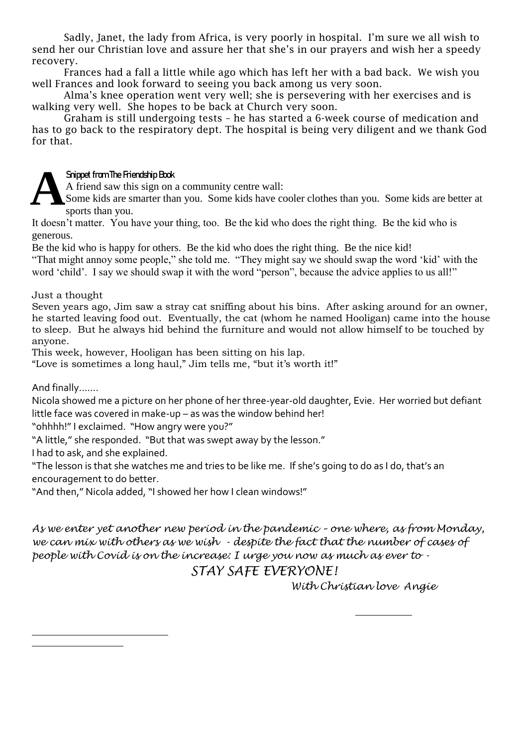Sadly, Janet, the lady from Africa, is very poorly in hospital. I'm sure we all wish to send her our Christian love and assure her that she's in our prayers and wish her a speedy recovery.

Frances had a fall a little while ago which has left her with a bad back. We wish you well Frances and look forward to seeing you back among us very soon.

Alma's knee operation went very well; she is persevering with her exercises and is walking very well. She hopes to be back at Church very soon.

Graham is still undergoing tests – he has started a 6-week course of medication and has to go back to the respiratory dept. The hospital is being very diligent and we thank God for that.

**Snippet from The Friendship Book**

A friend saw this sign on a community centre wall:

Some kids are smarter than you. Some kids have cooler clothes than you. Some kids are better at sports than you.

It doesn't matter. You have your thing, too. Be the kid who does the right thing. Be the kid who is generous.

Be the kid who is happy for others. Be the kid who does the right thing. Be the nice kid!

"That might annoy some people," she told me. "They might say we should swap the word 'kid' with the word 'child'. I say we should swap it with the word "person", because the advice applies to us all!"

Just a thought

Seven years ago, Jim saw a stray cat sniffing about his bins. After asking around for an owner, he started leaving food out. Eventually, the cat (whom he named Hooligan) came into the house to sleep. But he always hid behind the furniture and would not allow himself to be touched by anyone.

This week, however, Hooligan has been sitting on his lap.

"Love is sometimes a long haul," Jim tells me, "but it's worth it!"

And finally.......

Nicola showed me a picture on her phone of her three-year-old daughter, Evie. Her worried but defiant little face was covered in make-up – as was the window behind her!

"ohhhh!" I exclaimed. "How angry were you?"

"A little," she responded. "But that was swept away by the lesson."

I had to ask, and she explained.

"The lesson is that she watches me and tries to be like me. If she's going to do as I do, that's an encouragement to do better.

"And then," Nicola added, "I showed her how I clean windows!"

*As we enter yet another new period in the pandemic – one where, as from Monday, we can mix with others as we wish - despite the fact that the number of cases of people with Covid is on the increase: I urge you now as much as ever to -*

*STAY SAFE EVERYONE!*

*With Christian love Angie*